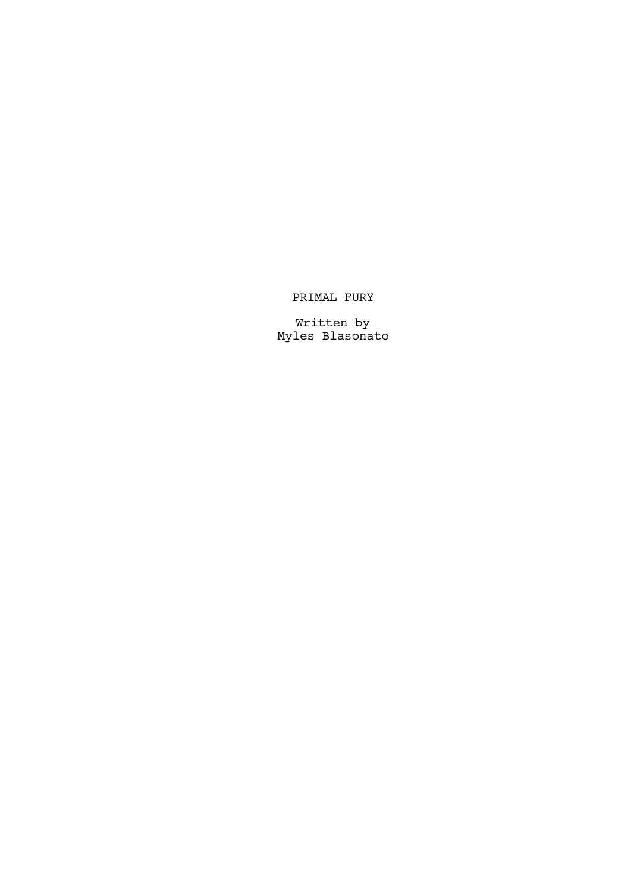# <u>PRIMAL FURY</u>

Written by
Myles Blasonato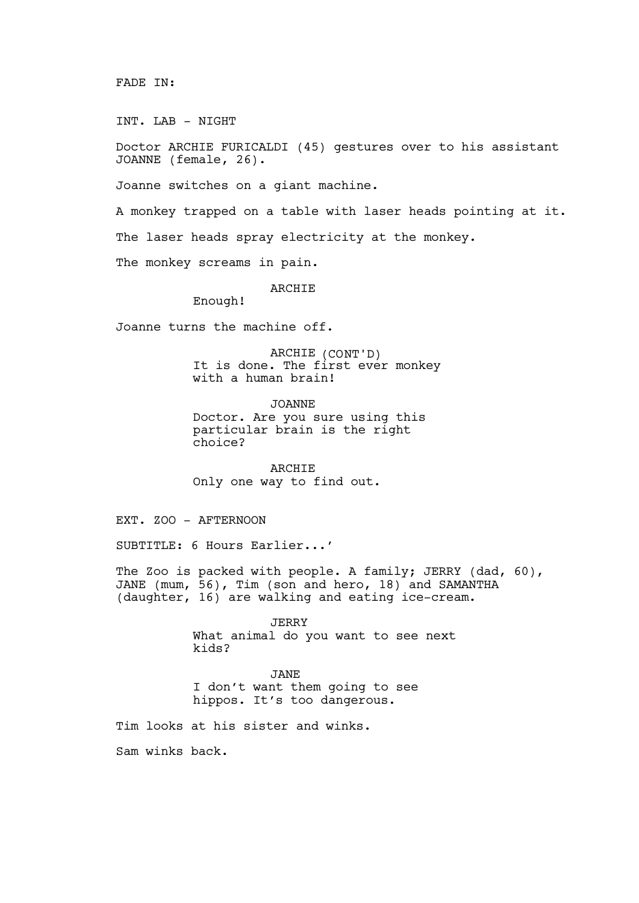FADE IN:

INT. LAB - NIGHT

Doctor ARCHIE FURICALDI (45) gestures over to his assistant JOANNE (female, 26).

Joanne switches on a giant machine.

A monkey trapped on a table with laser heads pointing at it.

The laser heads spray electricity at the monkey.

The monkey screams in pain.

ARCHIE
Enough!

Joanne turns the machine off.

ARCHIE (CONT'D)
It is done. The first ever monkey with a human brain!

JOANNE
Doctor. Are you sure using this particular brain is the right choice?

ARCHIE
Only one way to find out.

EXT. ZOO - AFTERNOON

SUBTITLE: 6 Hours Earlier...'

The Zoo is packed with people. A family; JERRY (dad, 60), JANE (mum, 56), Tim (son and hero, 18) and SAMANTHA (daughter, 16) are walking and eating ice-cream.

JERRY
What animal do you want to see next kids?

JANE
I don't want them going to see hippos. It's too dangerous.

Tim looks at his sister and winks.

Sam winks back.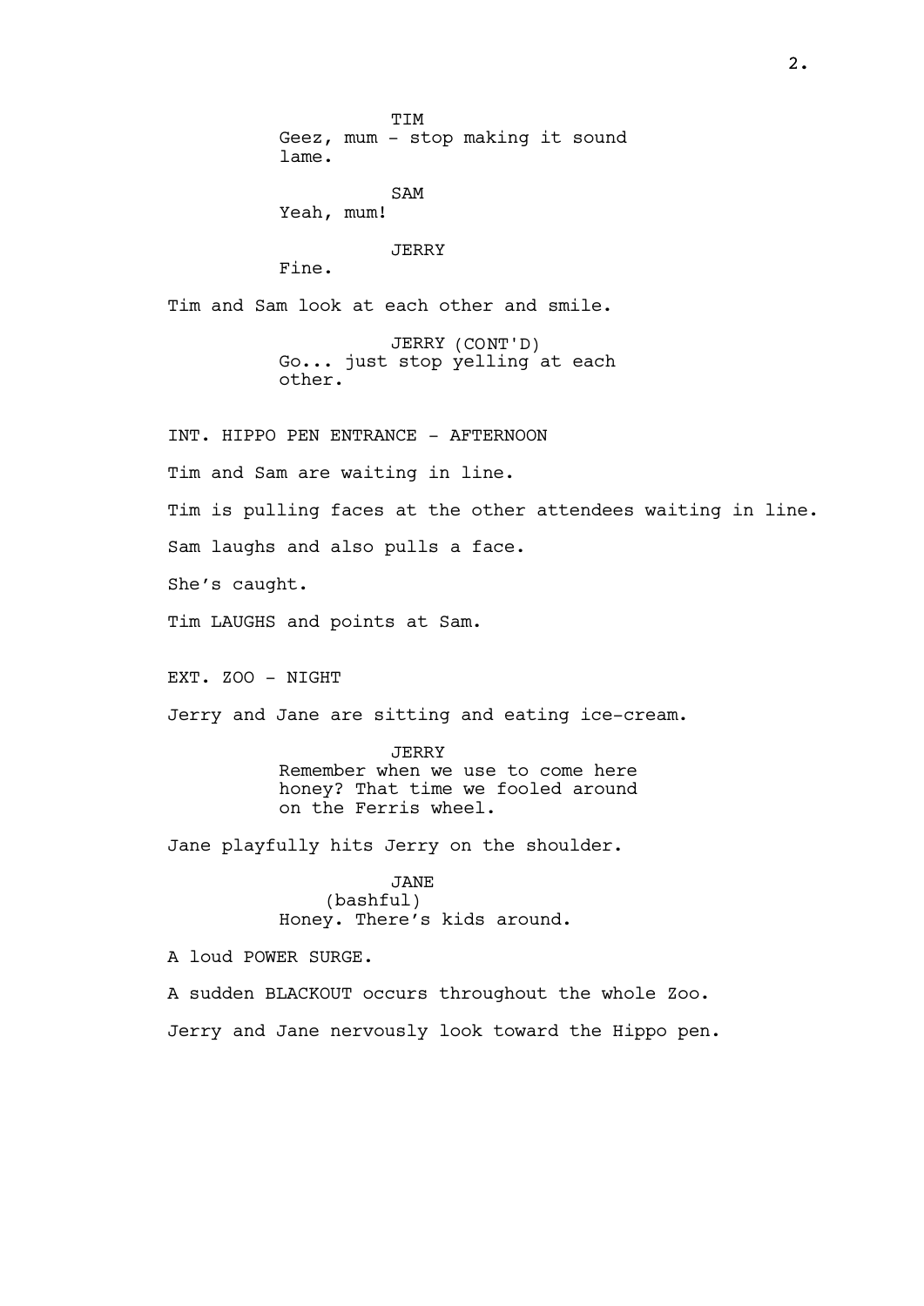TIM
Geez, mum - stop making it sound lame.

SAM
Yeah, mum!

JERRY
Fine.

Tim and Sam look at each other and smile.

JERRY (CONT'D)
Go... just stop yelling at each other.

INT. HIPPO PEN ENTRANCE - AFTERNOON

Tim and Sam are waiting in line.

Tim is pulling faces at the other attendees waiting in line.

Sam laughs and also pulls a face.

She's caught.

Tim LAUGHS and points at Sam.

EXT. ZOO - NIGHT

Jerry and Jane are sitting and eating ice-cream.

JERRY
Remember when we use to come here honey? That time we fooled around on the Ferris wheel.

Jane playfully hits Jerry on the shoulder.

JANE
(bashful)
Honey. There's kids around.

A loud POWER SURGE.

A sudden BLACKOUT occurs throughout the whole Zoo.

Jerry and Jane nervously look toward the Hippo pen.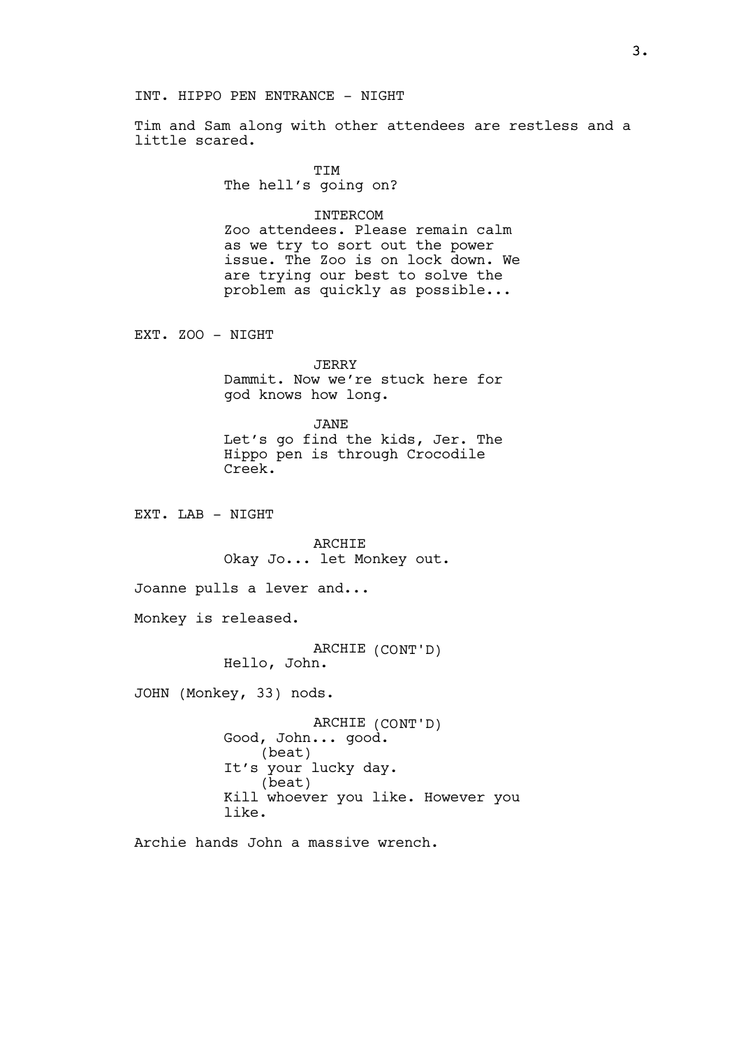INT. HIPPO PEN ENTRANCE - NIGHT

Tim and Sam along with other attendees are restless and a little scared.

TIM
The hell's going on?

INTERCOM
Zoo attendees. Please remain calm as we try to sort out the power issue. The Zoo is on lock down. We are trying our best to solve the problem as quickly as possible...

EXT. ZOO - NIGHT

JERRY
Dammit. Now we're stuck here for god knows how long.

JANE
Let's go find the kids, Jer. The Hippo pen is through Crocodile Creek.

EXT. LAB - NIGHT

ARCHIE
Okay Jo... let Monkey out.

Joanne pulls a lever and...

Monkey is released.

ARCHIE (CONT'D)
Hello, John.

JOHN (Monkey, 33) nods.

ARCHIE (CONT'D)
Good, John... good.
(beat)
It's your lucky day.
(beat)
Kill whoever you like. However you like.

Archie hands John a massive wrench.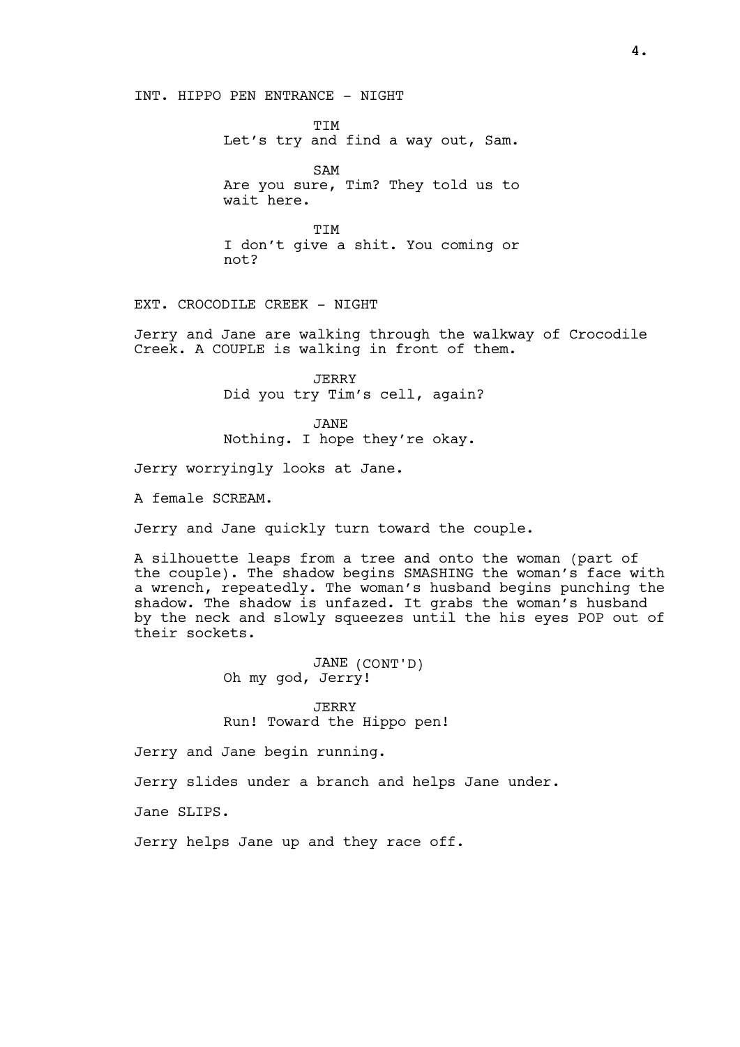INT. HIPPO PEN ENTRANCE - NIGHT

TIM
Let’s try and find a way out, Sam.

SAM
Are you sure, Tim? They told us to wait here.

TIM
I don’t give a shit. You coming or not?

EXT. CROCODILE CREEK - NIGHT

Jerry and Jane are walking through the walkway of Crocodile Creek. A COUPLE is walking in front of them.

JERRY
Did you try Tim’s cell, again?

JANE
Nothing. I hope they’re okay.

Jerry worryingly looks at Jane.

A female SCREAM.

Jerry and Jane quickly turn toward the couple.

A silhouette leaps from a tree and onto the woman (part of the couple). The shadow begins SMASHING the woman’s face with a wrench, repeatedly. The woman’s husband begins punching the shadow. The shadow is unfazed. It grabs the woman’s husband by the neck and slowly squeezes until the his eyes POP out of their sockets.

JANE (CONT'D)
Oh my god, Jerry!

JERRY
Run! Toward the Hippo pen!

Jerry and Jane begin running.

Jerry slides under a branch and helps Jane under.

Jane SLIPS.

Jerry helps Jane up and they race off.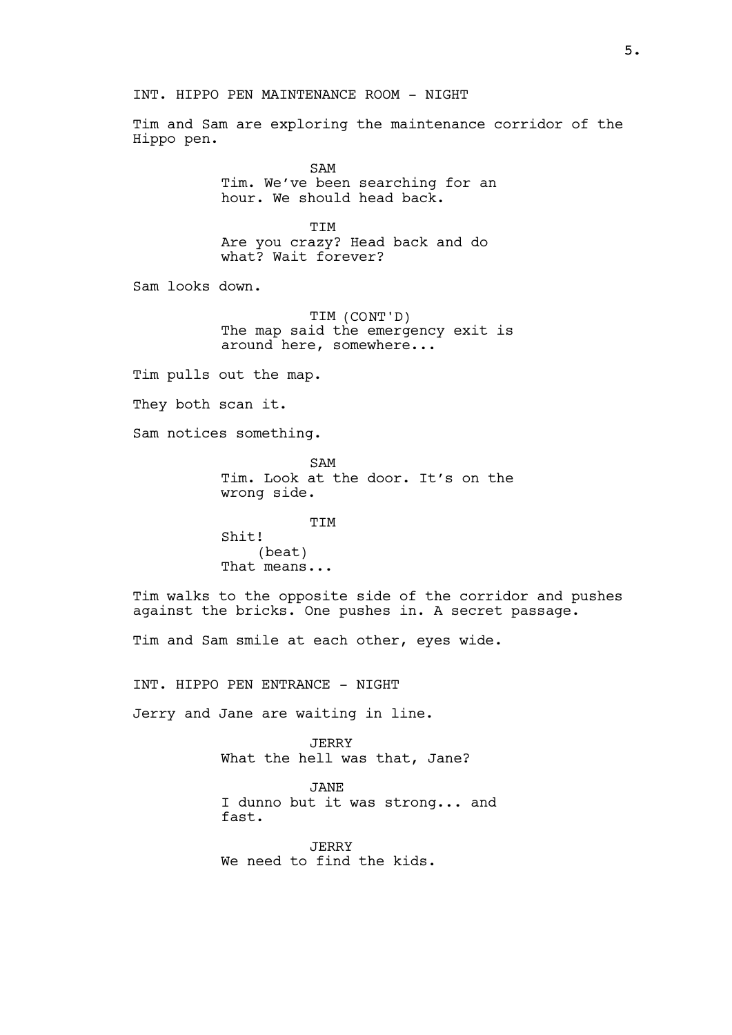INT. HIPPO PEN MAINTENANCE ROOM - NIGHT

Tim and Sam are exploring the maintenance corridor of the Hippo pen.

SAM
Tim. We've been searching for an hour. We should head back.

TIM
Are you crazy? Head back and do what? Wait forever?

Sam looks down.

TIM (CONT'D)
The map said the emergency exit is around here, somewhere...

Tim pulls out the map.

They both scan it.

Sam notices something.

SAM
Tim. Look at the door. It's on the wrong side.

TIM
Shit!
(beat)
That means...

Tim walks to the opposite side of the corridor and pushes against the bricks. One pushes in. A secret passage.

Tim and Sam smile at each other, eyes wide.

INT. HIPPO PEN ENTRANCE - NIGHT

Jerry and Jane are waiting in line.

JERRY
What the hell was that, Jane?

JANE
I dunno but it was strong... and fast.

JERRY
We need to find the kids.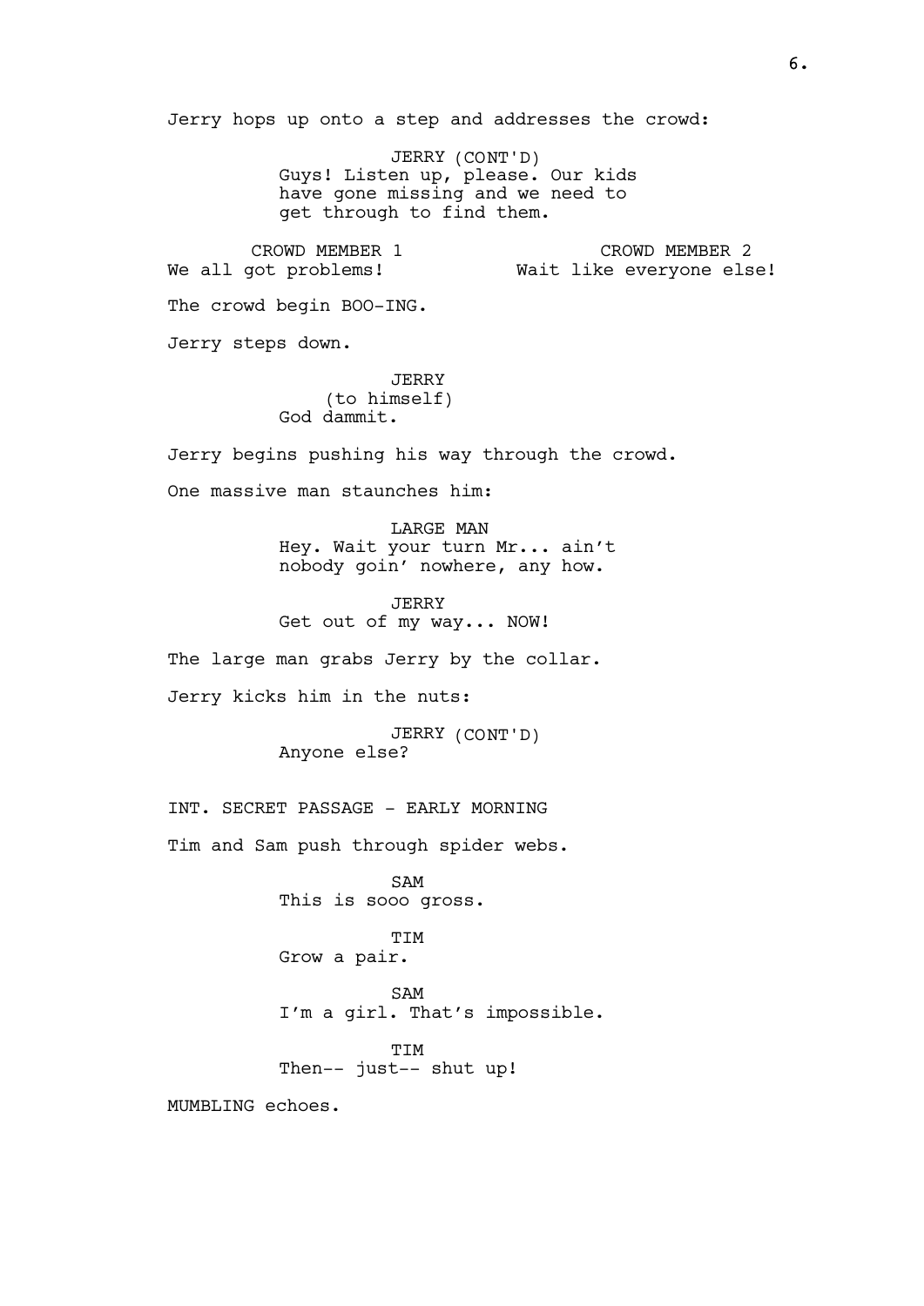Jerry hops up onto a step and addresses the crowd:

JERRY (CONT'D)
Guys! Listen up, please. Our kids have gone missing and we need to get through to find them.

CROWD MEMBER 1
We all got problems!

CROWD MEMBER 2
Wait like everyone else!

The crowd begin BOO-ING.

Jerry steps down.

JERRY
(to himself)
God dammit.

Jerry begins pushing his way through the crowd.

One massive man staunches him:

LARGE MAN
Hey. Wait your turn Mr... ain't nobody goin' nowhere, any how.

JERRY
Get out of my way... NOW!

The large man grabs Jerry by the collar.

Jerry kicks him in the nuts:

JERRY (CONT'D)
Anyone else?

INT. SECRET PASSAGE - EARLY MORNING

Tim and Sam push through spider webs.

SAM
This is sooo gross.

TIM
Grow a pair.

SAM
I'm a girl. That's impossible.

TIM
Then-- just-- shut up!

MUMBLING echoes.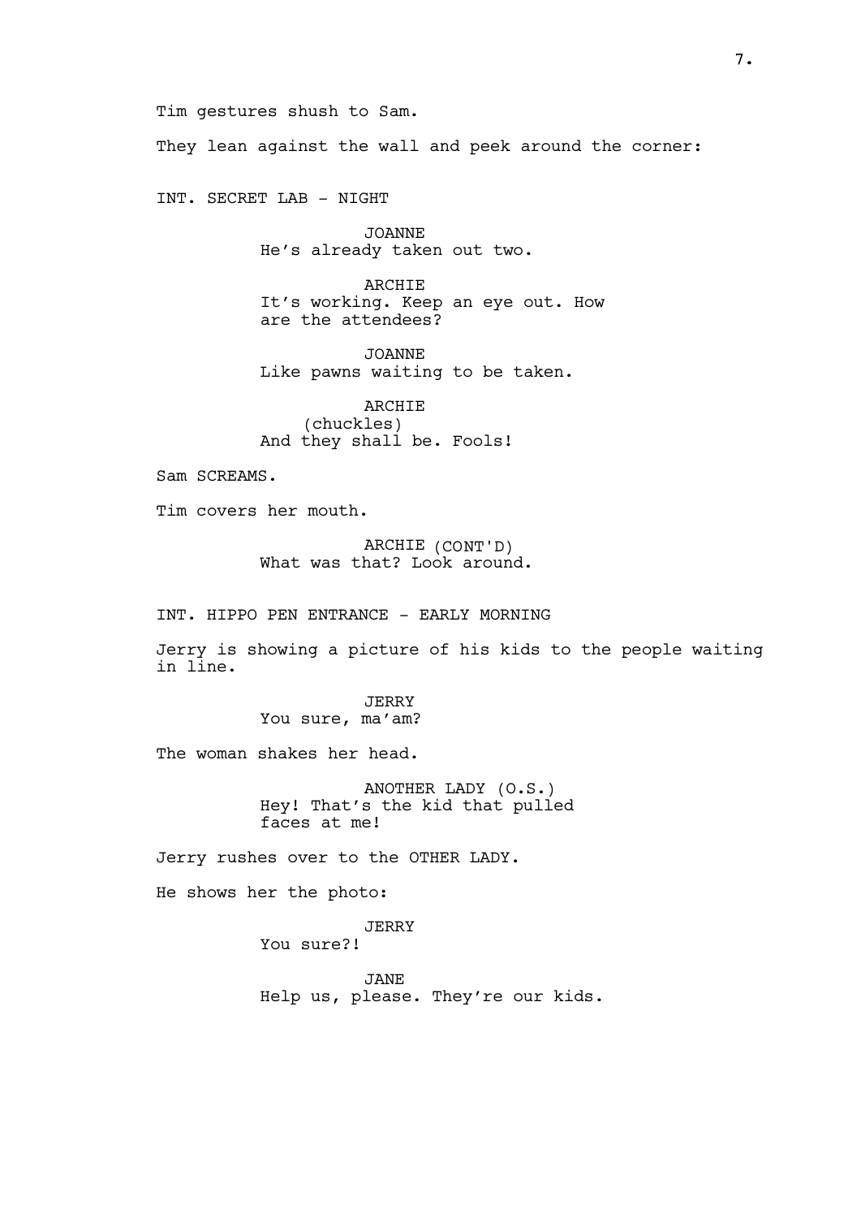Tim gestures shush to Sam.

They lean against the wall and peek around the corner:

INT. SECRET LAB - NIGHT

JOANNE
He's already taken out two.

ARCHIE
It's working. Keep an eye out. How are the attendees?

JOANNE
Like pawns waiting to be taken.

ARCHIE
(chuckles)
And they shall be. Fools!

Sam SCREAMS.

Tim covers her mouth.

ARCHIE (CONT'D)
What was that? Look around.

INT. HIPPO PEN ENTRANCE - EARLY MORNING

Jerry is showing a picture of his kids to the people waiting in line.

JERRY
You sure, ma'am?

The woman shakes her head.

ANOTHER LADY (O.S.)
Hey! That's the kid that pulled faces at me!

Jerry rushes over to the OTHER LADY.

He shows her the photo:

JERRY
You sure?!

JANE
Help us, please. They're our kids.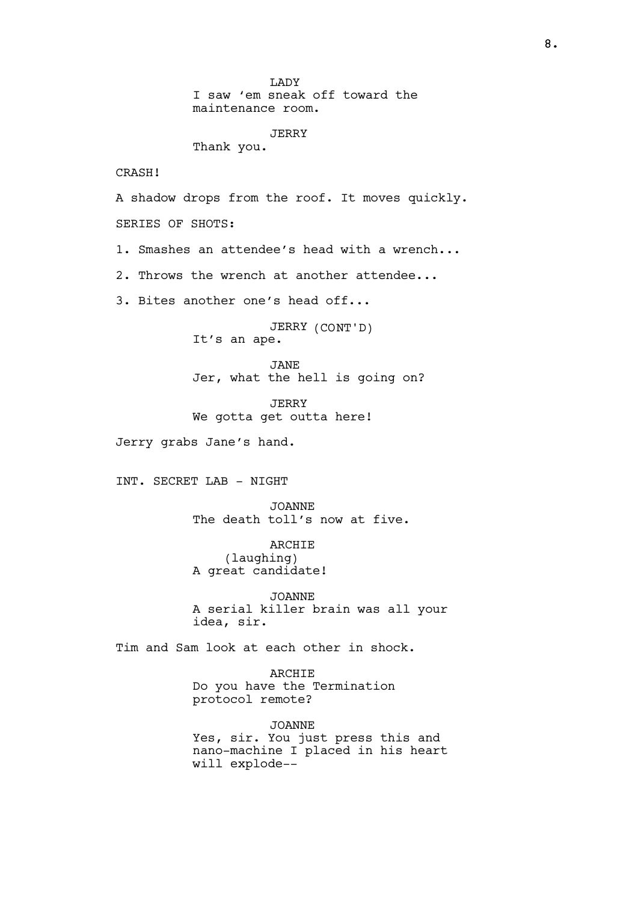LADY
I saw 'em sneak off toward the maintenance room.

JERRY
Thank you.

CRASH!

A shadow drops from the roof. It moves quickly.

SERIES OF SHOTS:

1. Smashes an attendee's head with a wrench...

2. Throws the wrench at another attendee...

3. Bites another one's head off...

JERRY (CONT'D)
It's an ape.

JANE
Jer, what the hell is going on?

JERRY
We gotta get outta here!

Jerry grabs Jane's hand.

INT. SECRET LAB - NIGHT

JOANNE
The death toll's now at five.

ARCHIE
(laughing)
A great candidate!

JOANNE
A serial killer brain was all your idea, sir.

Tim and Sam look at each other in shock.

ARCHIE
Do you have the Termination protocol remote?

JOANNE
Yes, sir. You just press this and nano-machine I placed in his heart will explode--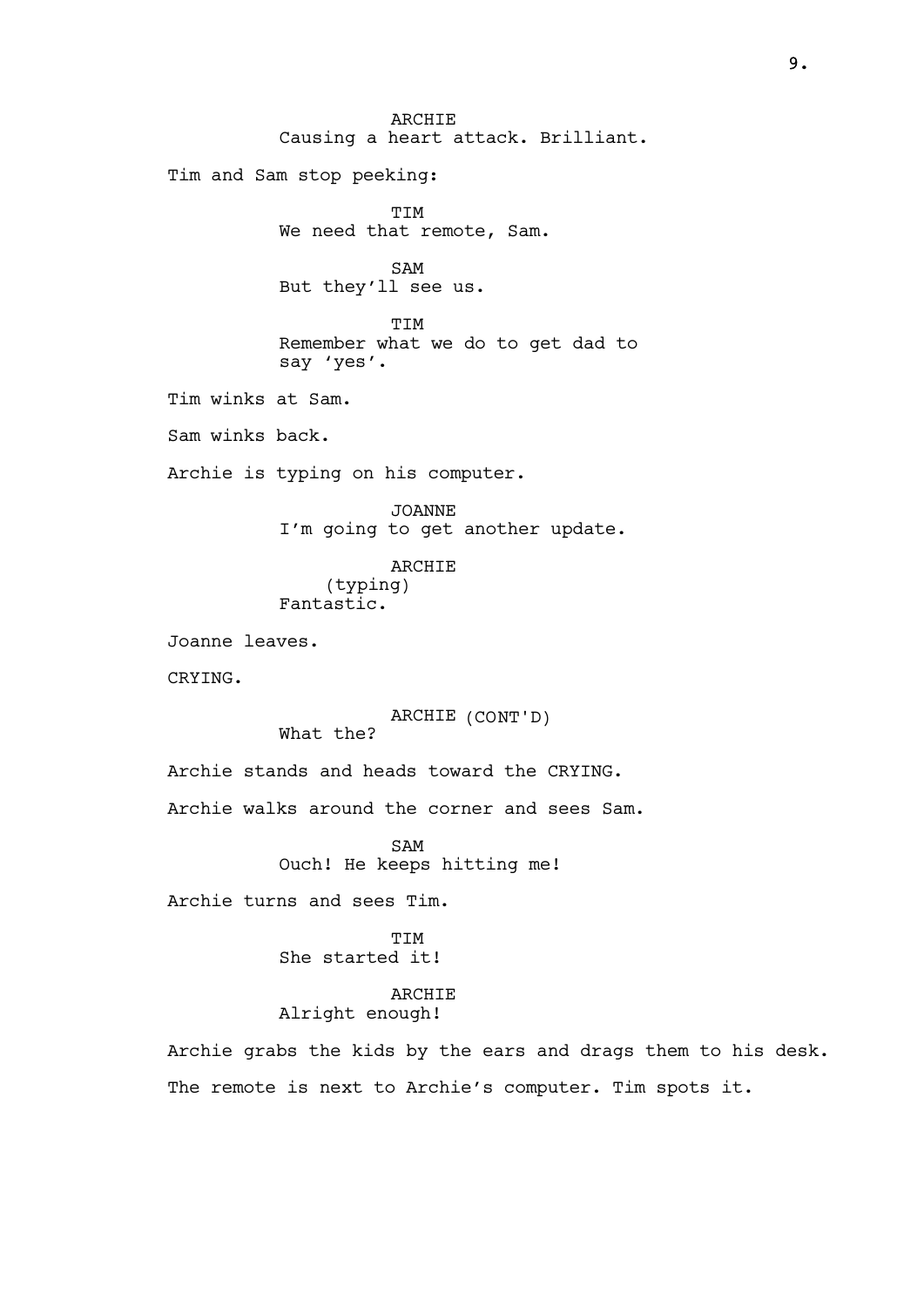ARCHIE
Causing a heart attack. Brilliant.

Tim and Sam stop peeking:

TIM
We need that remote, Sam.

SAM
But they'll see us.

TIM
Remember what we do to get dad to say 'yes'.

Tim winks at Sam.

Sam winks back.

Archie is typing on his computer.

JOANNE
I'm going to get another update.

ARCHIE
(typing)
Fantastic.

Joanne leaves.

CRYING.

ARCHIE (CONT'D)
What the?

Archie stands and heads toward the CRYING.

Archie walks around the corner and sees Sam.

SAM
Ouch! He keeps hitting me!

Archie turns and sees Tim.

TIM
She started it!

ARCHIE
Alright enough!

Archie grabs the kids by the ears and drags them to his desk.

The remote is next to Archie's computer. Tim spots it.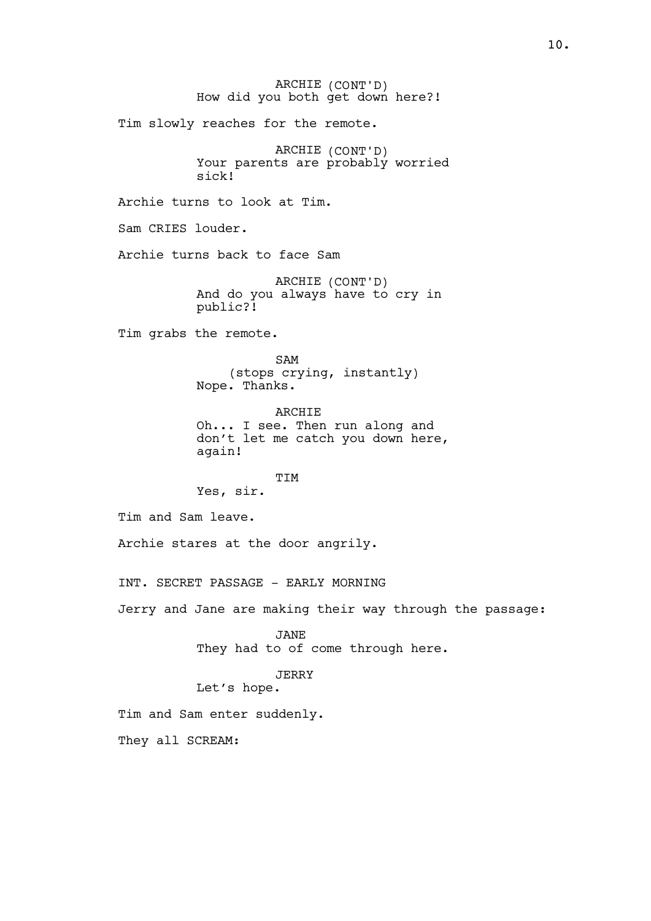ARCHIE (CONT'D)
How did you both get down here?!

Tim slowly reaches for the remote.

ARCHIE (CONT'D)
Your parents are probably worried sick!

Archie turns to look at Tim.

Sam CRIES louder.

Archie turns back to face Sam

ARCHIE (CONT'D)
And do you always have to cry in public?!

Tim grabs the remote.

SAM
(stops crying, instantly)
Nope. Thanks.

ARCHIE
Oh... I see. Then run along and don't let me catch you down here, again!

TIM
Yes, sir.

Tim and Sam leave.

Archie stares at the door angrily.

INT. SECRET PASSAGE - EARLY MORNING

Jerry and Jane are making their way through the passage:

JANE
They had to of come through here.

JERRY
Let's hope.

Tim and Sam enter suddenly.

They all SCREAM: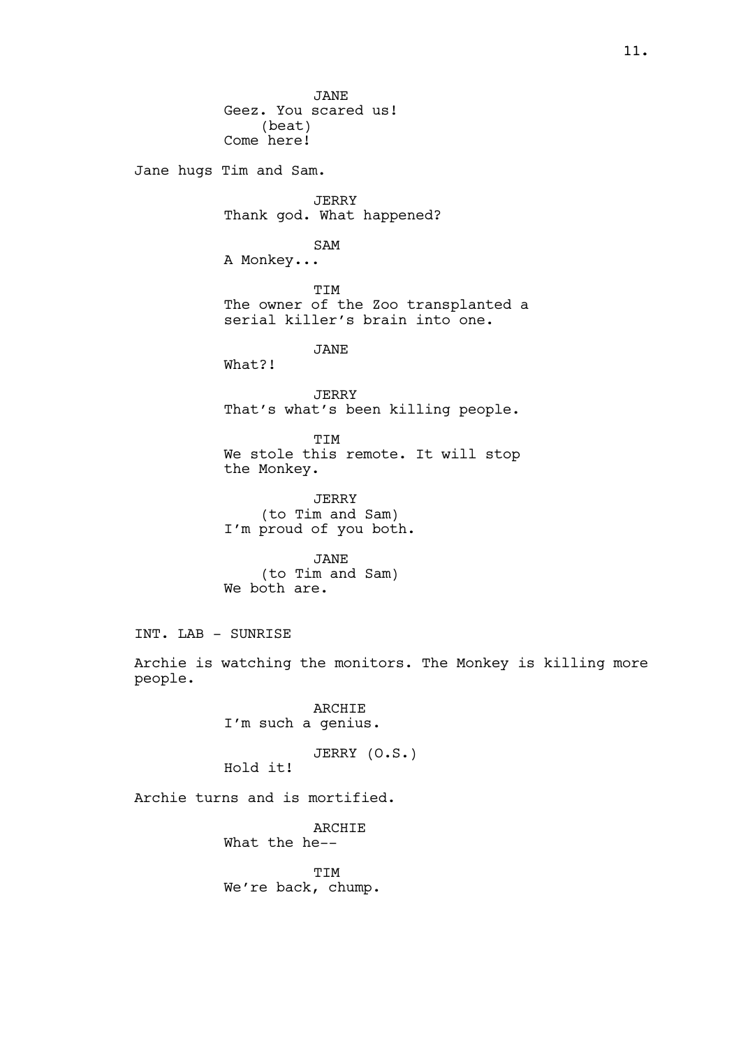JANE
Geez. You scared us!
(beat)
Come here!

Jane hugs Tim and Sam.

JERRY
Thank god. What happened?

SAM
A Monkey...

TIM
The owner of the Zoo transplanted a serial killer's brain into one.

JANE
What?!

JERRY
That's what's been killing people.

TIM
We stole this remote. It will stop the Monkey.

JERRY
(to Tim and Sam)
I'm proud of you both.

JANE
(to Tim and Sam)
We both are.

INT. LAB - SUNRISE

Archie is watching the monitors. The Monkey is killing more people.

ARCHIE
I'm such a genius.

JERRY (O.S.)
Hold it!

Archie turns and is mortified.

ARCHIE
What the he--

TIM
We're back, chump.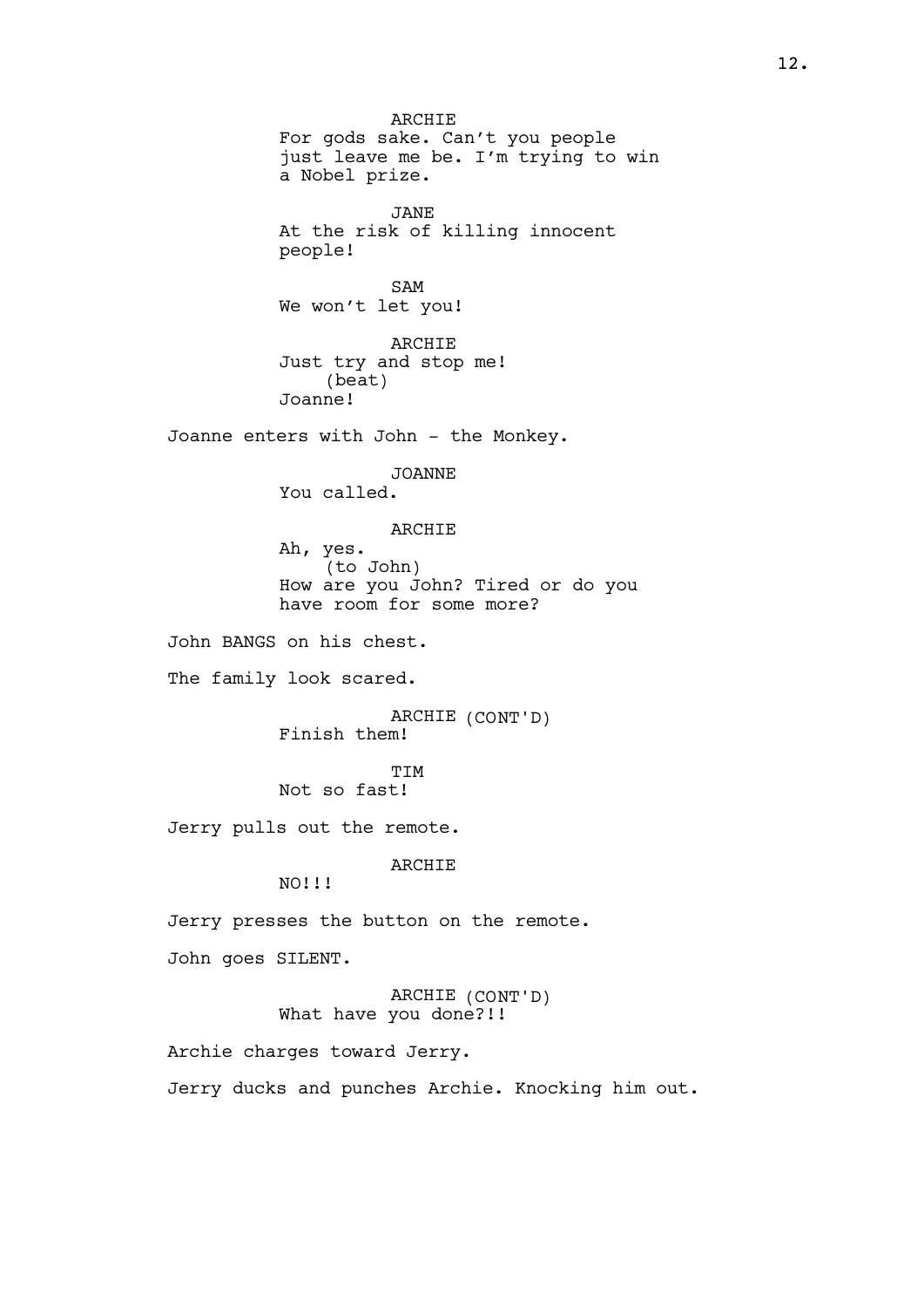ARCHIE
For gods sake. Can't you people just leave me be. I'm trying to win a Nobel prize.

JANE
At the risk of killing innocent people!

SAM
We won't let you!

ARCHIE
Just try and stop me!
(beat)
Joanne!

Joanne enters with John - the Monkey.

JOANNE
You called.

ARCHIE
Ah, yes.
(to John)
How are you John? Tired or do you have room for some more?

John BANGS on his chest.

The family look scared.

ARCHIE (CONT'D)
Finish them!

TIM
Not so fast!

Jerry pulls out the remote.

ARCHIE
NO!!!

Jerry presses the button on the remote.

John goes SILENT.

ARCHIE (CONT'D)
What have you done?!!

Archie charges toward Jerry.

Jerry ducks and punches Archie. Knocking him out.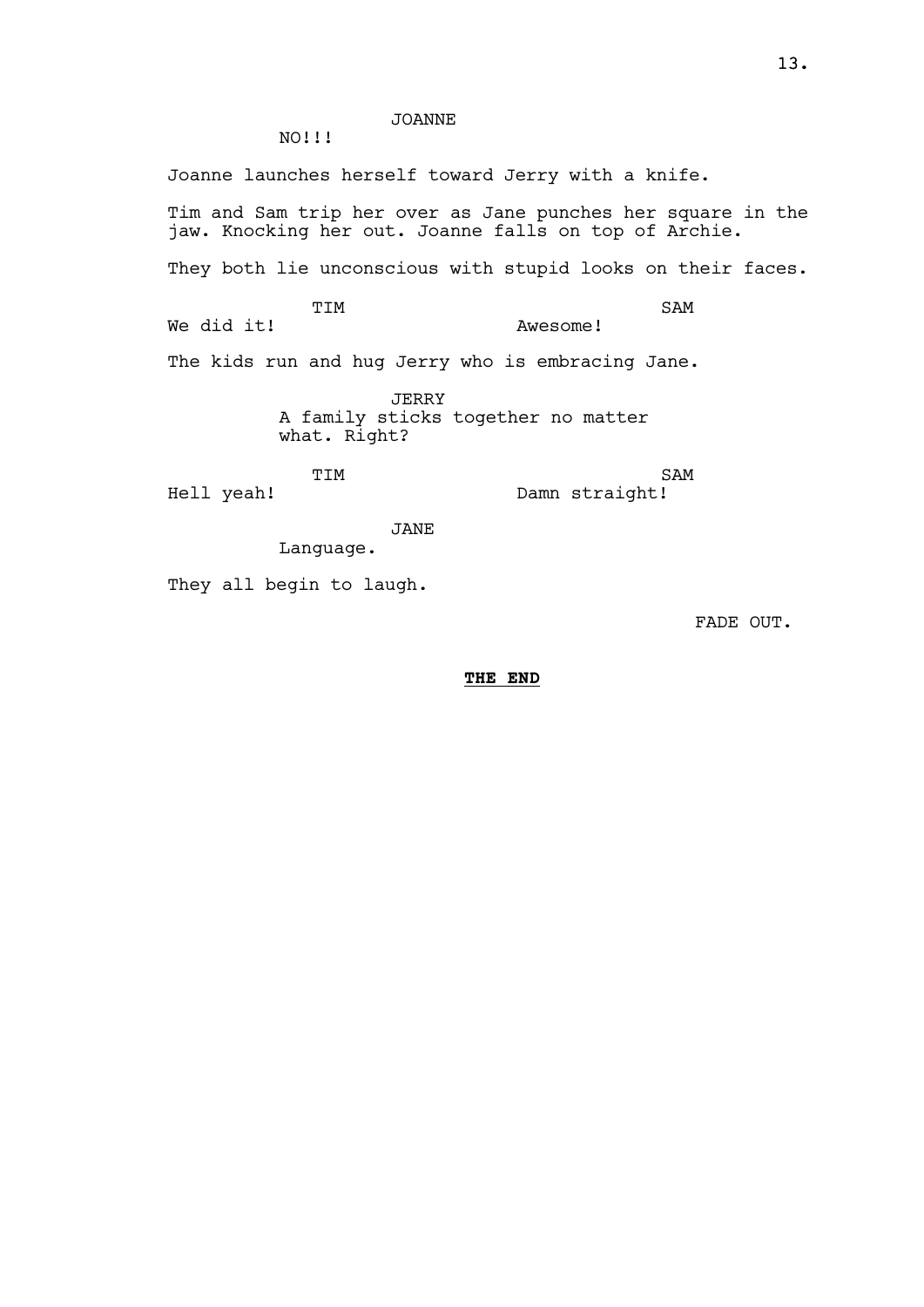JOANNE

NO!!!

Joanne launches herself toward Jerry with a knife.

Tim and Sam trip her over as Jane punches her square in the jaw. Knocking her out. Joanne falls on top of Archie.

They both lie unconscious with stupid looks on their faces.

TIM

We did it!

SAM

Awesome!

The kids run and hug Jerry who is embracing Jane.

JERRY

A family sticks together no matter what. Right?

TIM

Hell yeah!

SAM

Damn straight!

JANE

Language.

They all begin to laugh.

FADE OUT.

**THE END**